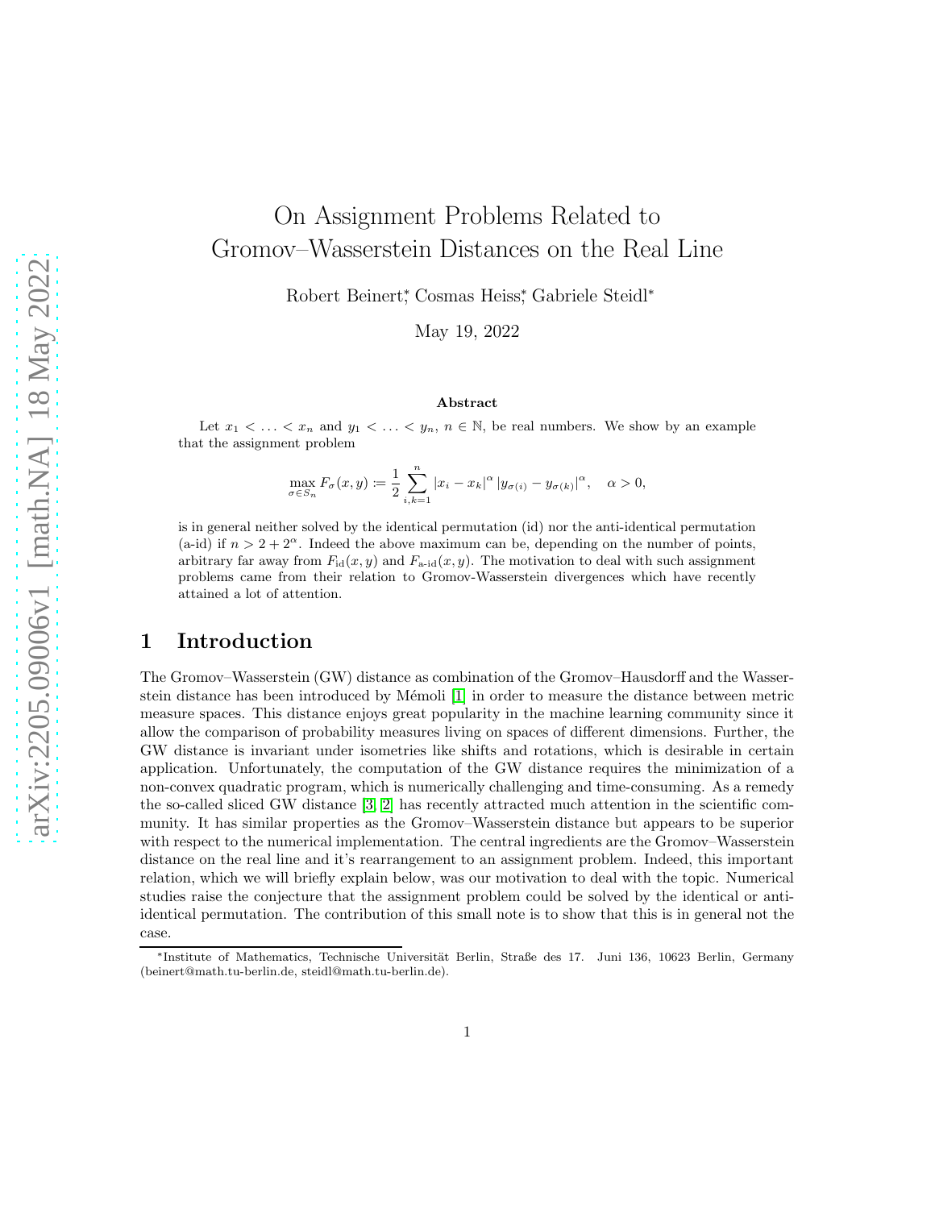# On Assignment Problems Related to Gromov–Wasserstein Distances on the Real Line

Robert Beinert*, Cosmas Heiss*, Gabriele Steidl*

May 19, 2022

### Abstract

Let $x_1 < \ldots < x_n$ and $y_1 < \ldots < y_n$, $n \in \mathbb{N}$, be real numbers. We show by an example that the assignment problem

$$\max_{\sigma \in S_n} F_\sigma(x, y) := \frac{1}{2} \sum_{i,k=1}^{n} |x_i - x_k|^\alpha \, |y_{\sigma(i)} - y_{\sigma(k)}|^\alpha, \quad \alpha > 0,$$

is in general neither solved by the identical permutation (id) nor the anti-identical permutation (a-id) if $n > 2 + 2^\alpha$. Indeed the above maximum can be, depending on the number of points, arbitrary far away from $F_{\mathrm{id}}(x, y)$ and $F_{\text{a-id}}(x, y)$. The motivation to deal with such assignment problems came from their relation to Gromov-Wasserstein divergences which have recently attained a lot of attention.

## 1 Introduction

The Gromov–Wasserstein (GW) distance as combination of the Gromov–Hausdorff and the Wasserstein distance has been introduced by Mémoli [1] in order to measure the distance between metric measure spaces. This distance enjoys great popularity in the machine learning community since it allow the comparison of probability measures living on spaces of different dimensions. Further, the GW distance is invariant under isometries like shifts and rotations, which is desirable in certain application. Unfortunately, the computation of the GW distance requires the minimization of a non-convex quadratic program, which is numerically challenging and time-consuming. As a remedy the so-called sliced GW distance [3, 2] has recently attracted much attention in the scientific community. It has similar properties as the Gromov–Wasserstein distance but appears to be superior with respect to the numerical implementation. The central ingredients are the Gromov–Wasserstein distance on the real line and it's rearrangement to an assignment problem. Indeed, this important relation, which we will briefly explain below, was our motivation to deal with the topic. Numerical studies raise the conjecture that the assignment problem could be solved by the identical or anti-identical permutation. The contribution of this small note is to show that this is in general not the case.

*Institute of Mathematics, Technische Universität Berlin, Straße des 17. Juni 136, 10623 Berlin, Germany (beinert@math.tu-berlin.de, steidl@math.tu-berlin.de).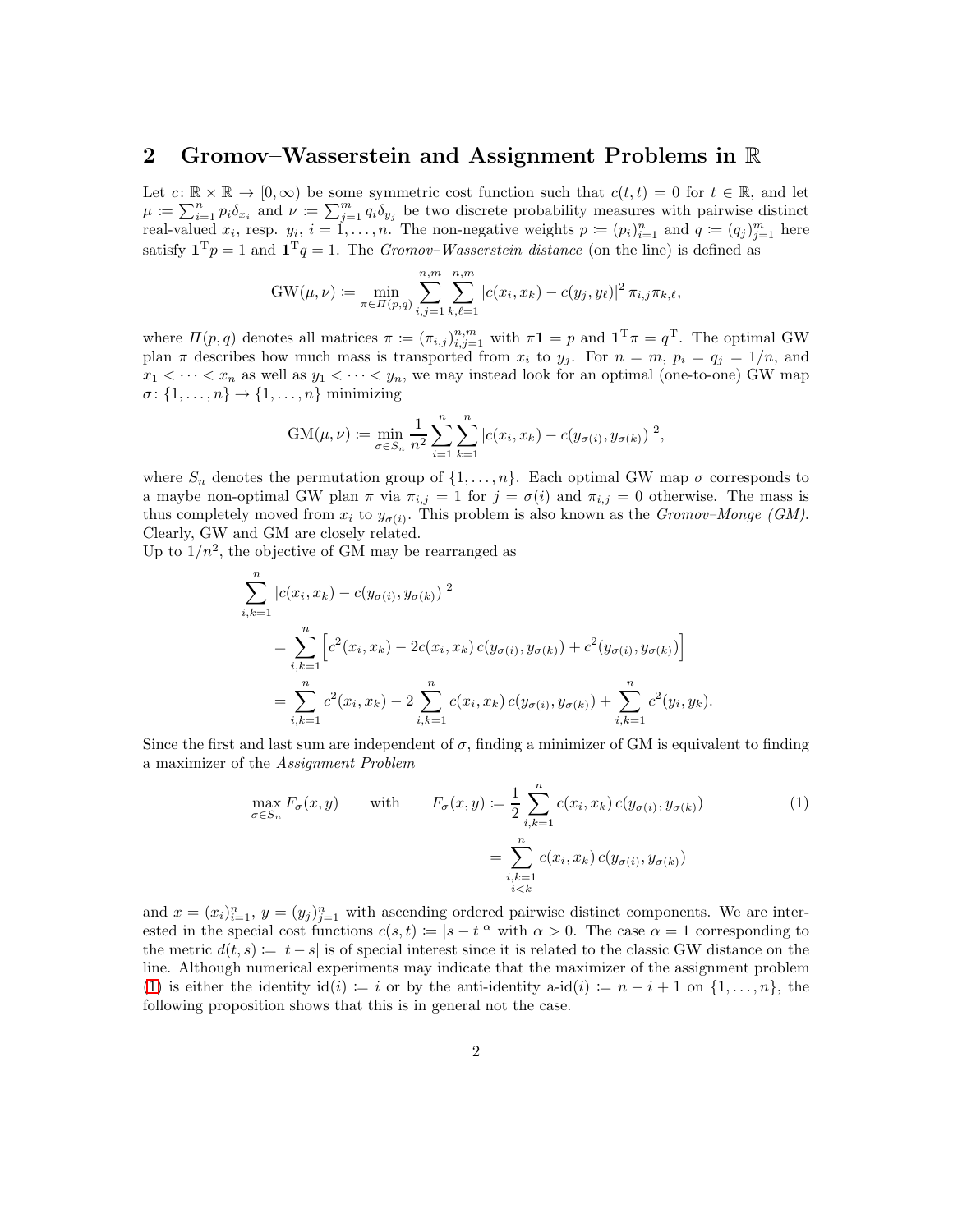## 2 Gromov–Wasserstein and Assignment Problems in $\mathbb{R}$

Let $c\colon \mathbb{R} \times \mathbb{R} \to [0, \infty)$ be some symmetric cost function such that $c(t,t) = 0$ for $t \in \mathbb{R}$, and let $\mu := \sum_{i=1}^n p_i \delta_{x_i}$ and $\nu := \sum_{j=1}^m q_j \delta_{y_j}$ be two discrete probability measures with pairwise distinct real-valued $x_i$, resp. $y_i$, $i = 1, \dots, n$. The non-negative weights $p := (p_i)_{i=1}^n$ and $q := (q_j)_{j=1}^m$ here satisfy $\mathbf{1}^{\mathrm{T}} p = 1$ and $\mathbf{1}^{\mathrm{T}} q = 1$. The *Gromov–Wasserstein distance* (on the line) is defined as

$$\mathrm{GW}(\mu, \nu) := \min_{\pi \in \Pi(p,q)} \sum_{i,j=1}^{n,m} \sum_{k,\ell=1}^{n,m} |c(x_i, x_k) - c(y_j, y_\ell)|^2 \, \pi_{i,j} \pi_{k,\ell},$$

where $\Pi(p,q)$ denotes all matrices $\pi := (\pi_{i,j})_{i,j=1}^{n,m}$ with $\pi \mathbf{1} = p$ and $\mathbf{1}^{\mathrm{T}} \pi = q^{\mathrm{T}}$. The optimal GW plan $\pi$ describes how much mass is transported from $x_i$ to $y_j$. For $n = m$, $p_i = q_j = 1/n$, and $x_1 < \dots < x_n$ as well as $y_1 < \dots < y_n$, we may instead look for an optimal (one-to-one) GW map $\sigma\colon \{1, \dots, n\} \to \{1, \dots, n\}$ minimizing

$$\mathrm{GM}(\mu, \nu) := \min_{\sigma \in S_n} \frac{1}{n^2} \sum_{i=1}^n \sum_{k=1}^n |c(x_i, x_k) - c(y_{\sigma(i)}, y_{\sigma(k)})|^2,$$

where $S_n$ denotes the permutation group of $\{1, \dots, n\}$. Each optimal GW map $\sigma$ corresponds to a maybe non-optimal GW plan $\pi$ via $\pi_{i,j} = 1$ for $j = \sigma(i)$ and $\pi_{i,j} = 0$ otherwise. The mass is thus completely moved from $x_i$ to $y_{\sigma(i)}$. This problem is also known as the *Gromov–Monge (GM)*. Clearly, GW and GM are closely related.

Up to $1/n^2$, the objective of GM may be rearranged as

$$\begin{aligned}
&\sum_{i,k=1}^n |c(x_i, x_k) - c(y_{\sigma(i)}, y_{\sigma(k)})|^2 \\
&\quad = \sum_{i,k=1}^n \Big[ c^2(x_i, x_k) - 2c(x_i, x_k)\, c(y_{\sigma(i)}, y_{\sigma(k)}) + c^2(y_{\sigma(i)}, y_{\sigma(k)}) \Big] \\
&\quad = \sum_{i,k=1}^n c^2(x_i, x_k) - 2 \sum_{i,k=1}^n c(x_i, x_k)\, c(y_{\sigma(i)}, y_{\sigma(k)}) + \sum_{i,k=1}^n c^2(y_i, y_k).
\end{aligned}$$

Since the first and last sum are independent of $\sigma$, finding a minimizer of GM is equivalent to finding a maximizer of the *Assignment Problem*

$$\max_{\sigma \in S_n} F_\sigma(x,y) \qquad \text{with} \qquad F_\sigma(x,y) := \frac{1}{2} \sum_{i,k=1}^n c(x_i, x_k)\, c(y_{\sigma(i)}, y_{\sigma(k)}) = \sum_{\substack{i,k=1 \\ i<k}}^n c(x_i, x_k)\, c(y_{\sigma(i)}, y_{\sigma(k)}) \tag{1}$$

and $x = (x_i)_{i=1}^n$, $y = (y_j)_{j=1}^n$ with ascending ordered pairwise distinct components. We are interested in the special cost functions $c(s,t) := |s - t|^\alpha$ with $\alpha > 0$. The case $\alpha = 1$ corresponding to the metric $d(t,s) := |t - s|$ is of special interest since it is related to the classic GW distance on the line. Although numerical experiments may indicate that the maximizer of the assignment problem (1) is either the identity $\mathrm{id}(i) := i$ or by the anti-identity $\text{a-id}(i) := n - i + 1$ on $\{1, \dots, n\}$, the following proposition shows that this is in general not the case.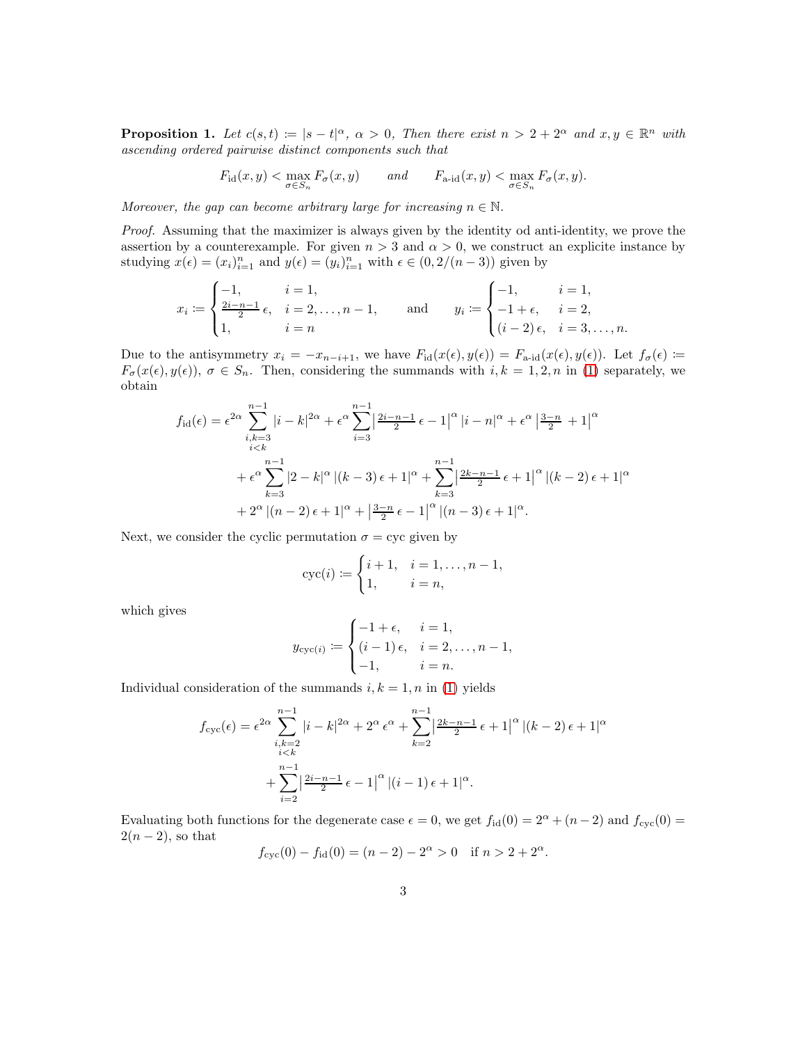**Proposition 1.** *Let $c(s,t) := |s-t|^\alpha$, $\alpha > 0$, Then there exist $n > 2 + 2^\alpha$ and $x, y \in \mathbb{R}^n$ with ascending ordered pairwise distinct components such that*

$$F_{\mathrm{id}}(x,y) < \max_{\sigma \in S_n} F_\sigma(x,y) \qquad \text{and} \qquad F_{\text{a-id}}(x,y) < \max_{\sigma \in S_n} F_\sigma(x,y).$$

*Moreover, the gap can become arbitrary large for increasing $n \in \mathbb{N}$.*

*Proof.* Assuming that the maximizer is always given by the identity od anti-identity, we prove the assertion by a counterexample. For given $n > 3$ and $\alpha > 0$, we construct an explicite instance by studying $x(\epsilon) = (x_i)_{i=1}^n$ and $y(\epsilon) = (y_i)_{i=1}^n$ with $\epsilon \in (0, 2/(n-3))$ given by

$$x_i := \begin{cases} -1, & i = 1, \\ \frac{2i-n-1}{2}\,\epsilon, & i = 2, \dots, n-1, \\ 1, & i = n \end{cases} \qquad \text{and} \qquad y_i := \begin{cases} -1, & i = 1, \\ -1+\epsilon, & i = 2, \\ (i-2)\,\epsilon, & i = 3, \dots, n. \end{cases}$$

Due to the antisymmetry $x_i = -x_{n-i+1}$, we have $F_{\mathrm{id}}(x(\epsilon), y(\epsilon)) = F_{\text{a-id}}(x(\epsilon), y(\epsilon))$. Let $f_\sigma(\epsilon) := F_\sigma(x(\epsilon), y(\epsilon))$, $\sigma \in S_n$. Then, considering the summands with $i, k = 1, 2, n$ in (1) separately, we obtain

$$\begin{aligned} f_{\mathrm{id}}(\epsilon) = \epsilon^{2\alpha} \sum_{\substack{i,k=3 \\ i<k}}^{n-1} |i-k|^{2\alpha} &+ \epsilon^\alpha \sum_{i=3}^{n-1} \left|\tfrac{2i-n-1}{2}\,\epsilon - 1\right|^\alpha |i-n|^\alpha + \epsilon^\alpha \left|\tfrac{3-n}{2} + 1\right|^\alpha \\ &+ \epsilon^\alpha \sum_{k=3}^{n-1} |2-k|^\alpha \, |(k-3)\,\epsilon + 1|^\alpha + \sum_{k=3}^{n-1} \left|\tfrac{2k-n-1}{2}\,\epsilon + 1\right|^\alpha |(k-2)\,\epsilon + 1|^\alpha \\ &+ 2^\alpha \, |(n-2)\,\epsilon + 1|^\alpha + \left|\tfrac{3-n}{2}\,\epsilon - 1\right|^\alpha |(n-3)\,\epsilon + 1|^\alpha. \end{aligned}$$

Next, we consider the cyclic permutation $\sigma = \mathrm{cyc}$ given by

$$\mathrm{cyc}(i) := \begin{cases} i+1, & i = 1, \dots, n-1, \\ 1, & i = n, \end{cases}$$

which gives

$$y_{\mathrm{cyc}(i)} := \begin{cases} -1+\epsilon, & i = 1, \\ (i-1)\,\epsilon, & i = 2, \dots, n-1, \\ -1, & i = n. \end{cases}$$

Individual consideration of the summands $i, k = 1, n$ in (1) yields

$$\begin{aligned} f_{\mathrm{cyc}}(\epsilon) = \epsilon^{2\alpha} \sum_{\substack{i,k=2 \\ i<k}}^{n-1} |i-k|^{2\alpha} &+ 2^\alpha \, \epsilon^\alpha + \sum_{k=2}^{n-1} \left|\tfrac{2k-n-1}{2}\,\epsilon + 1\right|^\alpha |(k-2)\,\epsilon + 1|^\alpha \\ &+ \sum_{i=2}^{n-1} \left|\tfrac{2i-n-1}{2}\,\epsilon - 1\right|^\alpha |(i-1)\,\epsilon + 1|^\alpha. \end{aligned}$$

Evaluating both functions for the degenerate case $\epsilon = 0$, we get $f_{\mathrm{id}}(0) = 2^\alpha + (n-2)$ and $f_{\mathrm{cyc}}(0) = 2(n-2)$, so that

$$f_{\mathrm{cyc}}(0) - f_{\mathrm{id}}(0) = (n-2) - 2^\alpha > 0 \quad \text{if } n > 2 + 2^\alpha.$$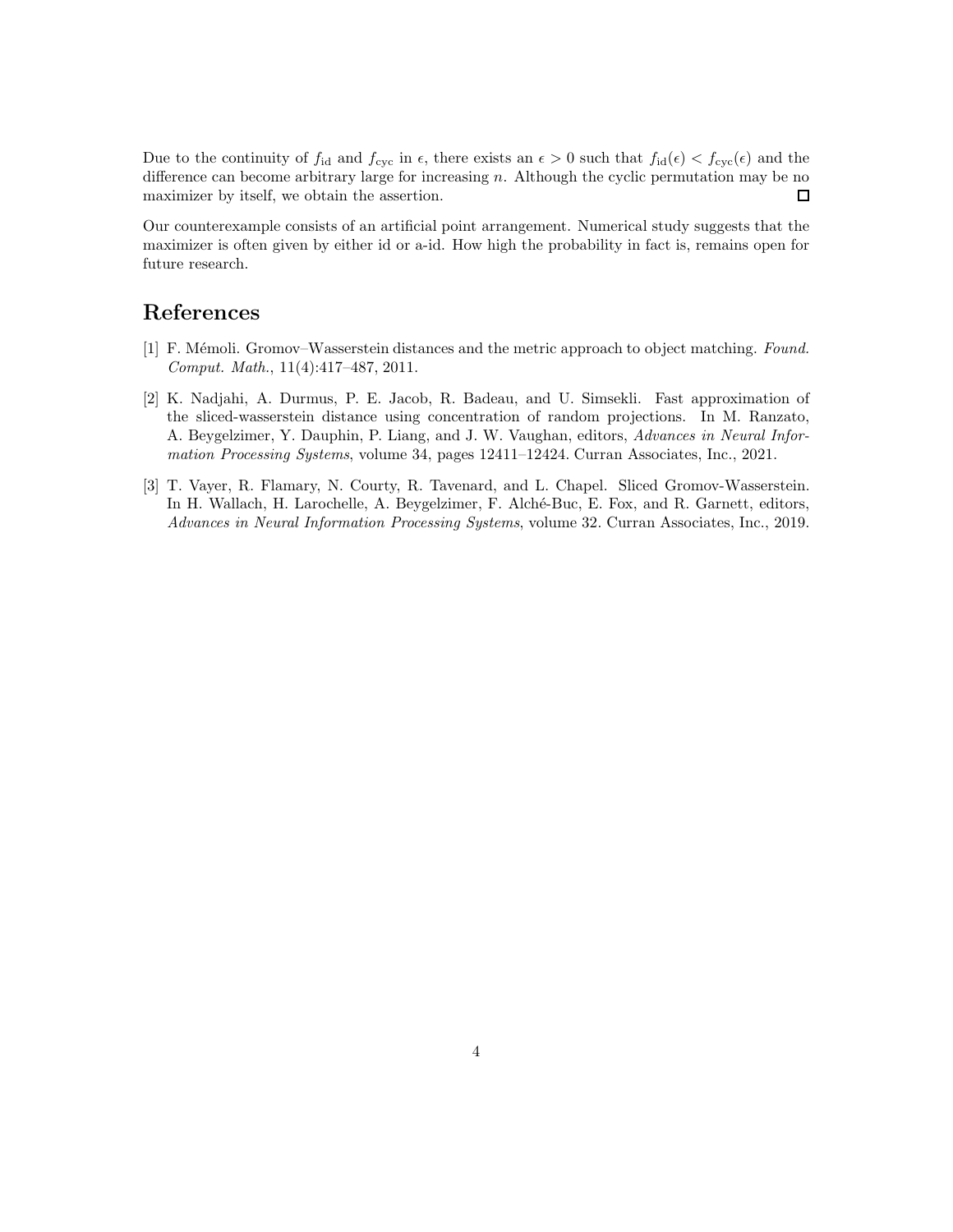Due to the continuity of $f_{\mathrm{id}}$ and $f_{\mathrm{cyc}}$ in $\epsilon$, there exists an $\epsilon > 0$ such that $f_{\mathrm{id}}(\epsilon) < f_{\mathrm{cyc}}(\epsilon)$ and the difference can become arbitrary large for increasing $n$. Although the cyclic permutation may be no maximizer by itself, we obtain the assertion. □

Our counterexample consists of an artificial point arrangement. Numerical study suggests that the maximizer is often given by either id or a-id. How high the probability in fact is, remains open for future research.

## References

[1] F. Mémoli. Gromov–Wasserstein distances and the metric approach to object matching. *Found. Comput. Math.*, 11(4):417–487, 2011.

[2] K. Nadjahi, A. Durmus, P. E. Jacob, R. Badeau, and U. Simsekli. Fast approximation of the sliced-wasserstein distance using concentration of random projections. In M. Ranzato, A. Beygelzimer, Y. Dauphin, P. Liang, and J. W. Vaughan, editors, *Advances in Neural Information Processing Systems*, volume 34, pages 12411–12424. Curran Associates, Inc., 2021.

[3] T. Vayer, R. Flamary, N. Courty, R. Tavenard, and L. Chapel. Sliced Gromov-Wasserstein. In H. Wallach, H. Larochelle, A. Beygelzimer, F. Alché-Buc, E. Fox, and R. Garnett, editors, *Advances in Neural Information Processing Systems*, volume 32. Curran Associates, Inc., 2019.